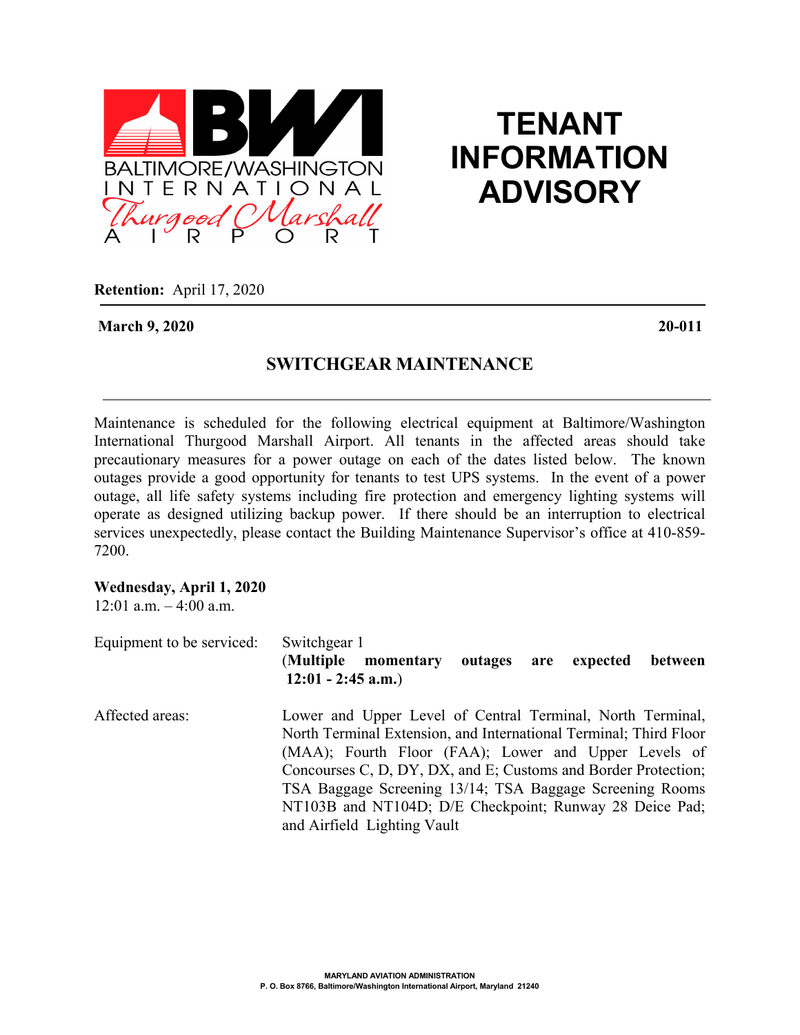BALTIMORE/WASHINGTON INTERNATIONAL Thurgood Marshall AIRPORT

# TENANT INFORMATION ADVISORY

**Retention:** April 17, 2020

**March 9, 2020** **20-011**

## SWITCHGEAR MAINTENANCE

Maintenance is scheduled for the following electrical equipment at Baltimore/Washington International Thurgood Marshall Airport. All tenants in the affected areas should take precautionary measures for a power outage on each of the dates listed below. The known outages provide a good opportunity for tenants to test UPS systems. In the event of a power outage, all life safety systems including fire protection and emergency lighting systems will operate as designed utilizing backup power. If there should be an interruption to electrical services unexpectedly, please contact the Building Maintenance Supervisor's office at 410-859-7200.

**Wednesday, April 1, 2020**
12:01 a.m. – 4:00 a.m.

Equipment to be serviced: Switchgear 1
(**Multiple momentary outages are expected between 12:01 - 2:45 a.m.**)

Affected areas: Lower and Upper Level of Central Terminal, North Terminal, North Terminal Extension, and International Terminal; Third Floor (MAA); Fourth Floor (FAA); Lower and Upper Levels of Concourses C, D, DY, DX, and E; Customs and Border Protection; TSA Baggage Screening 13/14; TSA Baggage Screening Rooms NT103B and NT104D; D/E Checkpoint; Runway 28 Deice Pad; and Airfield Lighting Vault

MARYLAND AVIATION ADMINISTRATION
P. O. Box 8766, Baltimore/Washington International Airport, Maryland 21240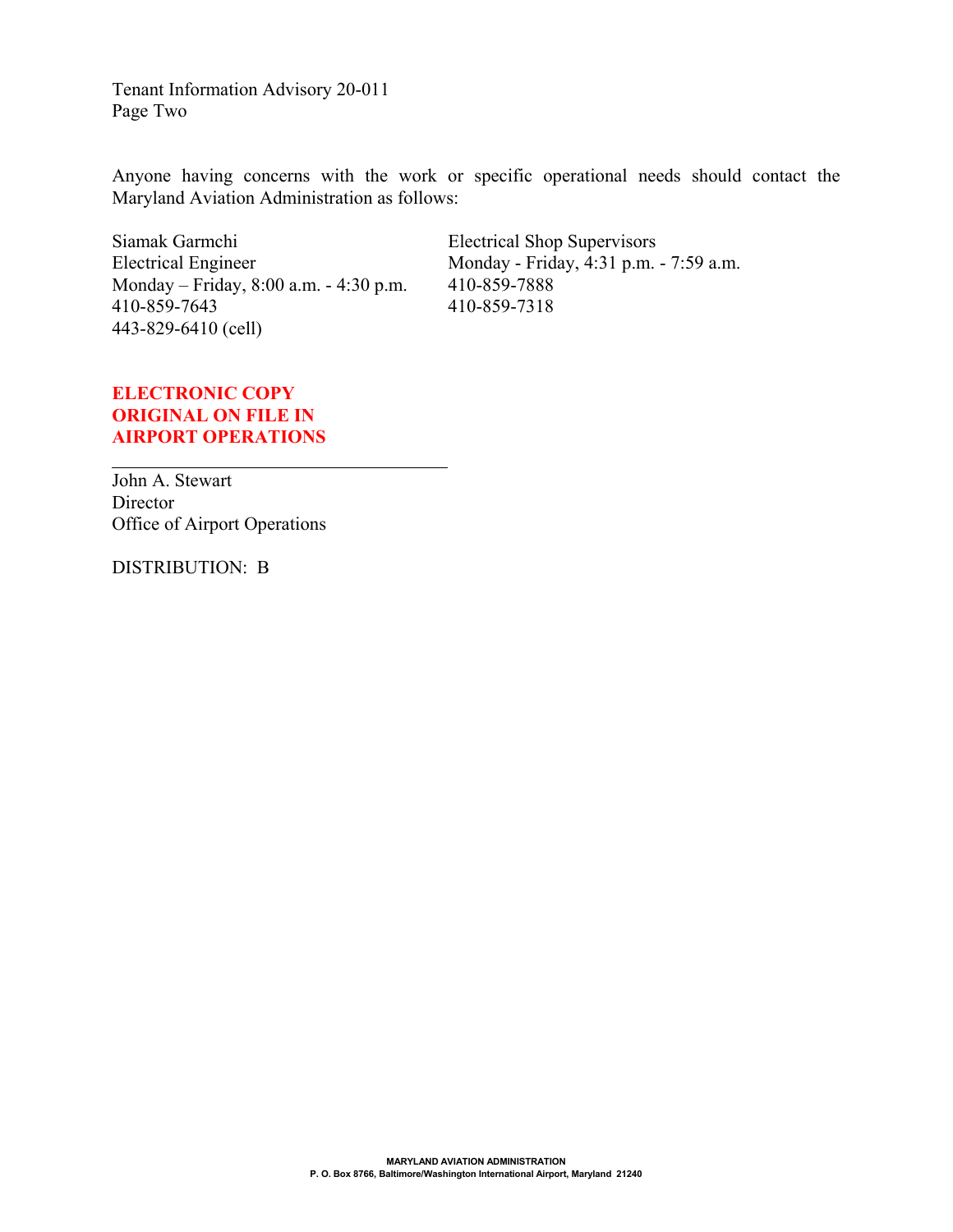Anyone having concerns with the work or specific operational needs should contact the Maryland Aviation Administration as follows:

Siamak Garmchi
Electrical Engineer
Monday – Friday, 8:00 a.m. - 4:30 p.m.
410-859-7643
443-829-6410 (cell)

Electrical Shop Supervisors
Monday - Friday, 4:31 p.m. - 7:59 a.m.
410-859-7888
410-859-7318

**ELECTRONIC COPY**
**ORIGINAL ON FILE IN**
**AIRPORT OPERATIONS**

John A. Stewart
Director
Office of Airport Operations

DISTRIBUTION: B

**MARYLAND AVIATION ADMINISTRATION**
**P. O. Box 8766, Baltimore/Washington International Airport, Maryland 21240**